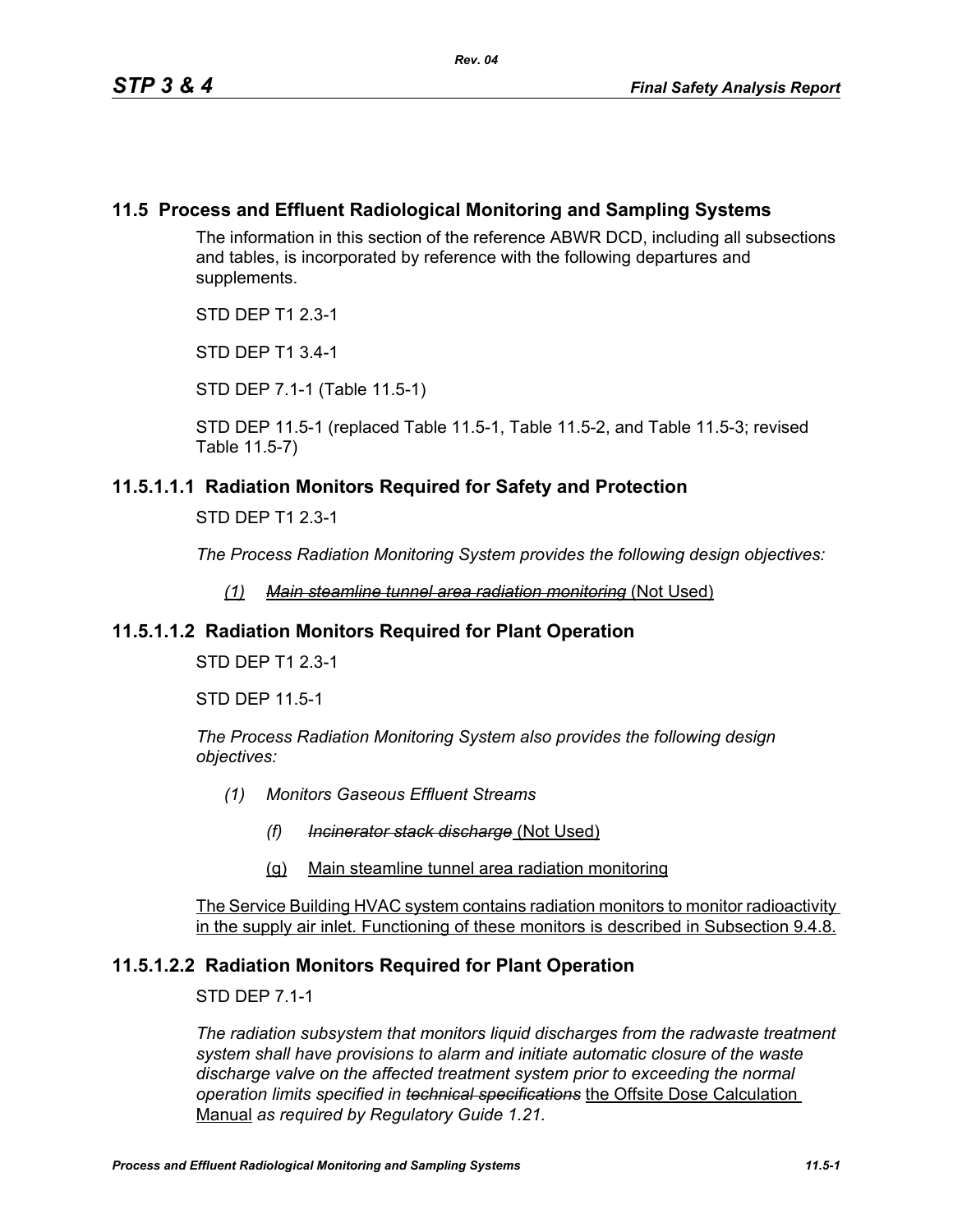## 11.5 Process and Effluent Radiological Monitoring and Sampling Systems

The information in this section of the reference ABWR DCD, including all subsections and tables, is incorporated by reference with the following departures and supplements.

STD DEP T1 2.3-1

STD DEP T1 3.4-1

STD DEP 7.1-1 (Table 11.5-1)

STD DEP 11.5-1 (replaced Table 11.5-1, Table 11.5-2, and Table 11.5-3; revised Table 11.5-7)

### 11.5.1.1.1 Radiation Monitors Required for Safety and Protection

STD DEP T1 2.3-1

*The Process Radiation Monitoring System provides the following design objectives:*

*(1)* ~~*Main steamline tunnel area radiation monitoring*~~ (Not Used)

### 11.5.1.1.2 Radiation Monitors Required for Plant Operation

STD DEP T1 2.3-1

STD DEP 11.5-1

*The Process Radiation Monitoring System also provides the following design objectives:*

*(1) Monitors Gaseous Effluent Streams*

*(f)* ~~*Incinerator stack discharge*~~ (Not Used)

(g) Main steamline tunnel area radiation monitoring

The Service Building HVAC system contains radiation monitors to monitor radioactivity in the supply air inlet. Functioning of these monitors is described in Subsection 9.4.8.

### 11.5.1.2.2 Radiation Monitors Required for Plant Operation

STD DEP 7.1-1

*The radiation subsystem that monitors liquid discharges from the radwaste treatment system shall have provisions to alarm and initiate automatic closure of the waste discharge valve on the affected treatment system prior to exceeding the normal operation limits specified in* ~~*technical specifications*~~ the Offsite Dose Calculation Manual *as required by Regulatory Guide 1.21.*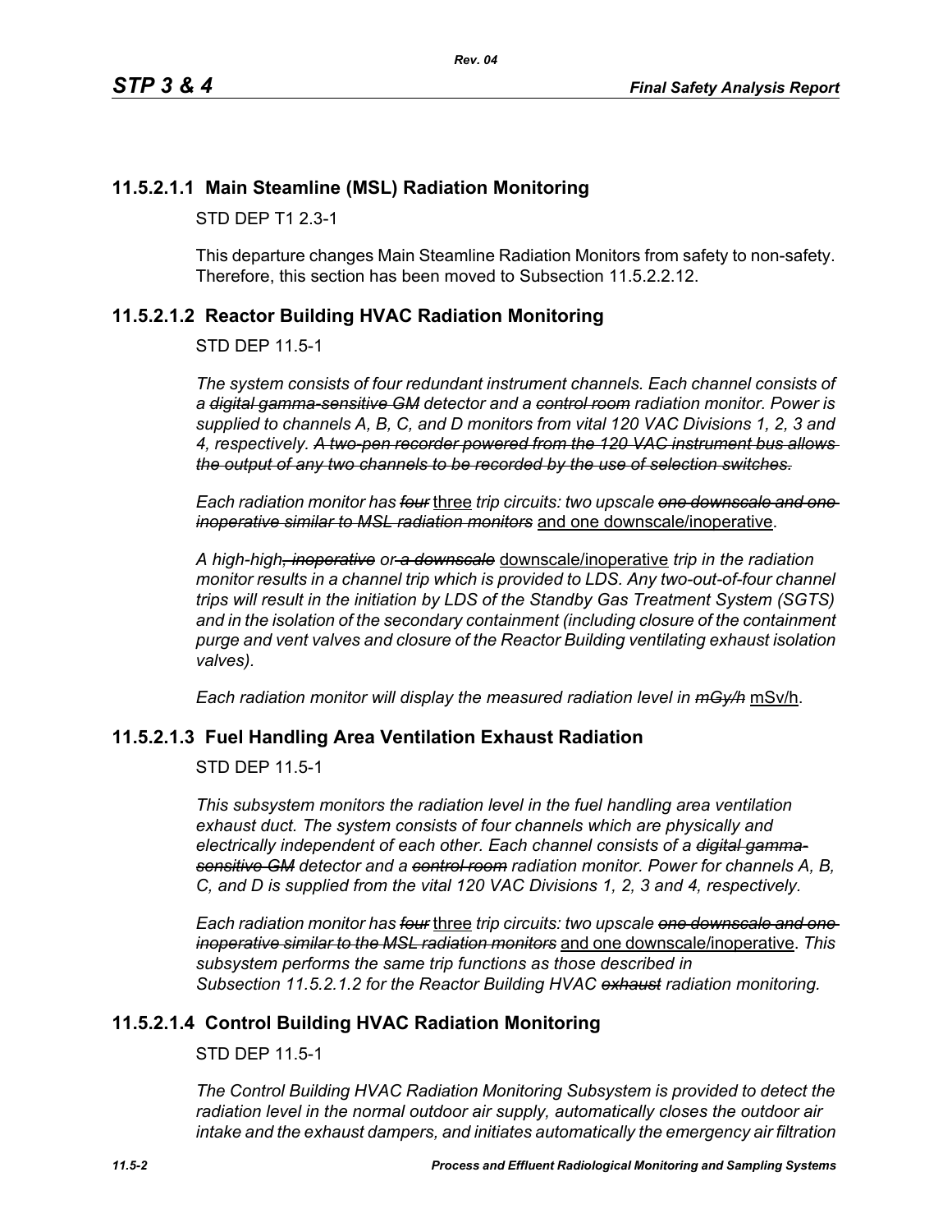## 11.5.2.1.1 Main Steamline (MSL) Radiation Monitoring

STD DEP T1 2.3-1

This departure changes Main Steamline Radiation Monitors from safety to non-safety. Therefore, this section has been moved to Subsection 11.5.2.2.12.

## 11.5.2.1.2 Reactor Building HVAC Radiation Monitoring

STD DEP 11.5-1

*The system consists of four redundant instrument channels. Each channel consists of a ~~digital gamma-sensitive GM~~ detector and a ~~control room~~ radiation monitor. Power is supplied to channels A, B, C, and D monitors from vital 120 VAC Divisions 1, 2, 3 and 4, respectively. ~~A two-pen recorder powered from the 120 VAC instrument bus allows the output of any two channels to be recorded by the use of selection switches.~~*

*Each radiation monitor has ~~four~~* <u>three</u> *trip circuits: two upscale ~~one downscale and one inoperative similar to MSL radiation monitors~~* <u>and one downscale/inoperative</u>.

*A high-high~~, inoperative~~ or~~ a downscale~~* <u>downscale/inoperative</u> *trip in the radiation monitor results in a channel trip which is provided to LDS. Any two-out-of-four channel trips will result in the initiation by LDS of the Standby Gas Treatment System (SGTS) and in the isolation of the secondary containment (including closure of the containment purge and vent valves and closure of the Reactor Building ventilating exhaust isolation valves).*

*Each radiation monitor will display the measured radiation level in ~~mGy/h~~* <u>mSv/h</u>.

## 11.5.2.1.3 Fuel Handling Area Ventilation Exhaust Radiation

STD DEP 11.5-1

*This subsystem monitors the radiation level in the fuel handling area ventilation exhaust duct. The system consists of four channels which are physically and electrically independent of each other. Each channel consists of a ~~digital gamma-sensitive GM~~ detector and a ~~control room~~ radiation monitor. Power for channels A, B, C, and D is supplied from the vital 120 VAC Divisions 1, 2, 3 and 4, respectively.*

*Each radiation monitor has ~~four~~* <u>three</u> *trip circuits: two upscale ~~one downscale and one inoperative similar to the MSL radiation monitors~~* <u>and one downscale/inoperative</u>. *This subsystem performs the same trip functions as those described in Subsection 11.5.2.1.2 for the Reactor Building HVAC ~~exhaust~~ radiation monitoring.*

## 11.5.2.1.4 Control Building HVAC Radiation Monitoring

STD DEP 11.5-1

*The Control Building HVAC Radiation Monitoring Subsystem is provided to detect the radiation level in the normal outdoor air supply, automatically closes the outdoor air intake and the exhaust dampers, and initiates automatically the emergency air filtration*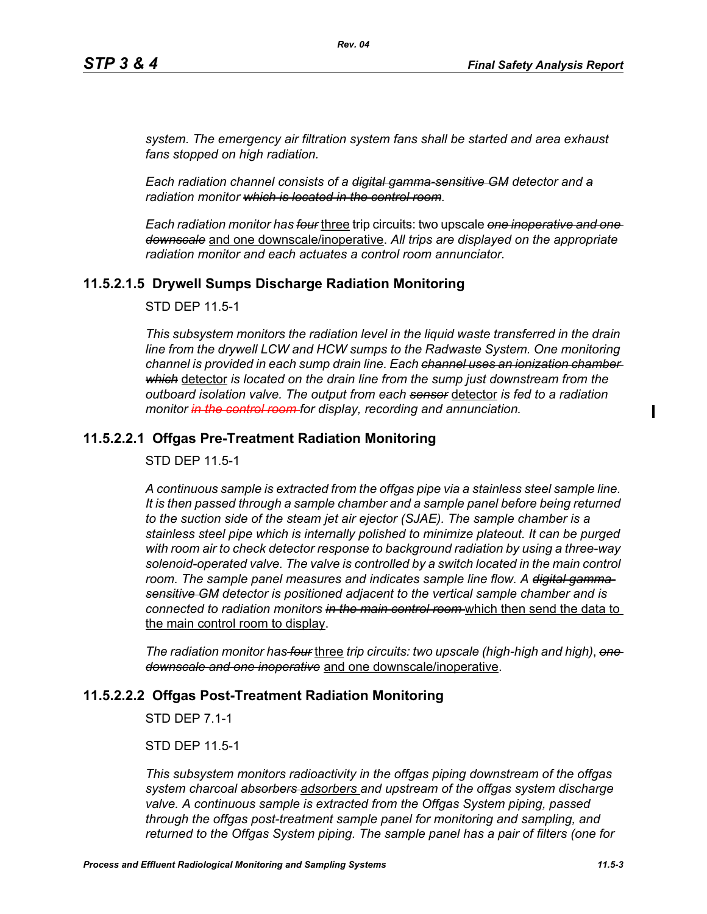*system. The emergency air filtration system fans shall be started and area exhaust fans stopped on high radiation.*

*Each radiation channel consists of a ~~digital gamma-sensitive GM~~ detector and ~~a~~ radiation monitor ~~which is located in the control room~~.*

*Each radiation monitor has ~~four~~* <u>three</u> trip circuits: two upscale *~~one inoperative and one downscale~~* <u>and one downscale/inoperative</u>. *All trips are displayed on the appropriate radiation monitor and each actuates a control room annunciator.*

### 11.5.2.1.5 Drywell Sumps Discharge Radiation Monitoring

STD DEP 11.5-1

*This subsystem monitors the radiation level in the liquid waste transferred in the drain line from the drywell LCW and HCW sumps to the Radwaste System. One monitoring channel is provided in each sump drain line. Each ~~channel uses an ionization chamber which~~* <u>detector</u> *is located on the drain line from the sump just downstream from the outboard isolation valve. The output from each ~~sensor~~* <u>detector</u> *is fed to a radiation monitor ~~in the control room~~ for display, recording and annunciation.*

### 11.5.2.2.1 Offgas Pre-Treatment Radiation Monitoring

STD DEP 11.5-1

*A continuous sample is extracted from the offgas pipe via a stainless steel sample line. It is then passed through a sample chamber and a sample panel before being returned to the suction side of the steam jet air ejector (SJAE). The sample chamber is a stainless steel pipe which is internally polished to minimize plateout. It can be purged with room air to check detector response to background radiation by using a three-way solenoid-operated valve. The valve is controlled by a switch located in the main control room. The sample panel measures and indicates sample line flow. A ~~digital gamma-sensitive GM~~ detector is positioned adjacent to the vertical sample chamber and is connected to radiation monitors ~~in the main control room~~* <u>which then send the data to the main control room to display</u>.

*The radiation monitor has ~~four~~* <u>three</u> *trip circuits: two upscale (high-high and high), ~~one downscale and one inoperative~~* <u>and one downscale/inoperative</u>.

### 11.5.2.2.2 Offgas Post-Treatment Radiation Monitoring

STD DEP 7.1-1

STD DEP 11.5-1

*This subsystem monitors radioactivity in the offgas piping downstream of the offgas system charcoal ~~absorbers~~* <u>adsorbers</u> *and upstream of the offgas system discharge valve. A continuous sample is extracted from the Offgas System piping, passed through the offgas post-treatment sample panel for monitoring and sampling, and returned to the Offgas System piping. The sample panel has a pair of filters (one for*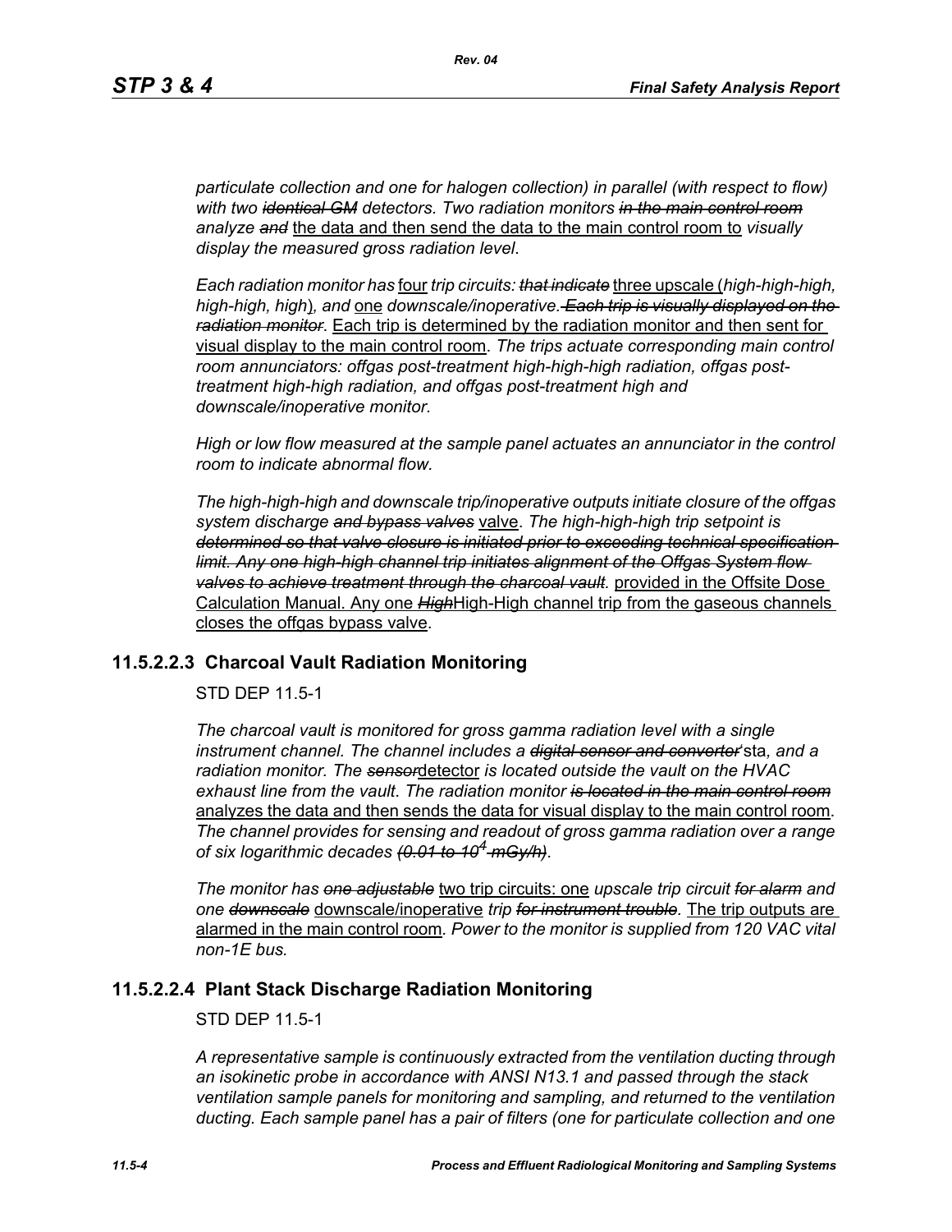*particulate collection and one for halogen collection) in parallel (with respect to flow) with two ~~identical GM~~ detectors. Two radiation monitors ~~in the main control room~~ analyze ~~and~~* the data and then send the data to the main control room to *visually display the measured gross radiation level*.

*Each radiation monitor has* four *trip circuits: ~~that indicate~~* three upscale (*high-high-high, high-high, high*)*, and* one *downscale/inoperative. ~~Each trip is visually displayed on the radiation monitor~~*. Each trip is determined by the radiation monitor and then sent for visual display to the main control room. *The trips actuate corresponding main control room annunciators: offgas post-treatment high-high-high radiation, offgas post-treatment high-high radiation, and offgas post-treatment high and downscale/inoperative monitor.*

*High or low flow measured at the sample panel actuates an annunciator in the control room to indicate abnormal flow.*

*The high-high-high and downscale trip/inoperative outputs initiate closure of the offgas system discharge ~~and bypass valves~~* valve. *The high-high-high trip setpoint is ~~determined so that valve closure is initiated prior to exceeding technical specification limit. Any one high-high channel trip initiates alignment of the Offgas System flow valves to achieve treatment through the charcoal vault.~~* provided in the Offsite Dose Calculation Manual. Any one ~~*High*~~High-High channel trip from the gaseous channels closes the offgas bypass valve.

### 11.5.2.2.3 Charcoal Vault Radiation Monitoring

STD DEP 11.5-1

*The charcoal vault is monitored for gross gamma radiation level with a single instrument channel. The channel includes a ~~digital sensor and converter~~*'sta*, and a radiation monitor. The ~~sensor~~*detector *is located outside the vault on the HVAC exhaust line from the vault*. *The radiation monitor ~~is located in the main control room~~* analyzes the data and then sends the data for visual display to the main control room. *The channel provides for sensing and readout of gross gamma radiation over a range of six logarithmic decades ~~(0.01 to $10^4$ mGy/h)~~*.

*The monitor has ~~one adjustable~~* two trip circuits: one *upscale trip circuit ~~for alarm~~ and one ~~downscale~~* downscale/inoperative *trip ~~for instrument trouble~~.* The trip outputs are alarmed in the main control room. *Power to the monitor is supplied from 120 VAC vital non-1E bus.*

### 11.5.2.2.4 Plant Stack Discharge Radiation Monitoring

STD DEP 11.5-1

*A representative sample is continuously extracted from the ventilation ducting through an isokinetic probe in accordance with ANSI N13.1 and passed through the stack ventilation sample panels for monitoring and sampling, and returned to the ventilation ducting. Each sample panel has a pair of filters (one for particulate collection and one*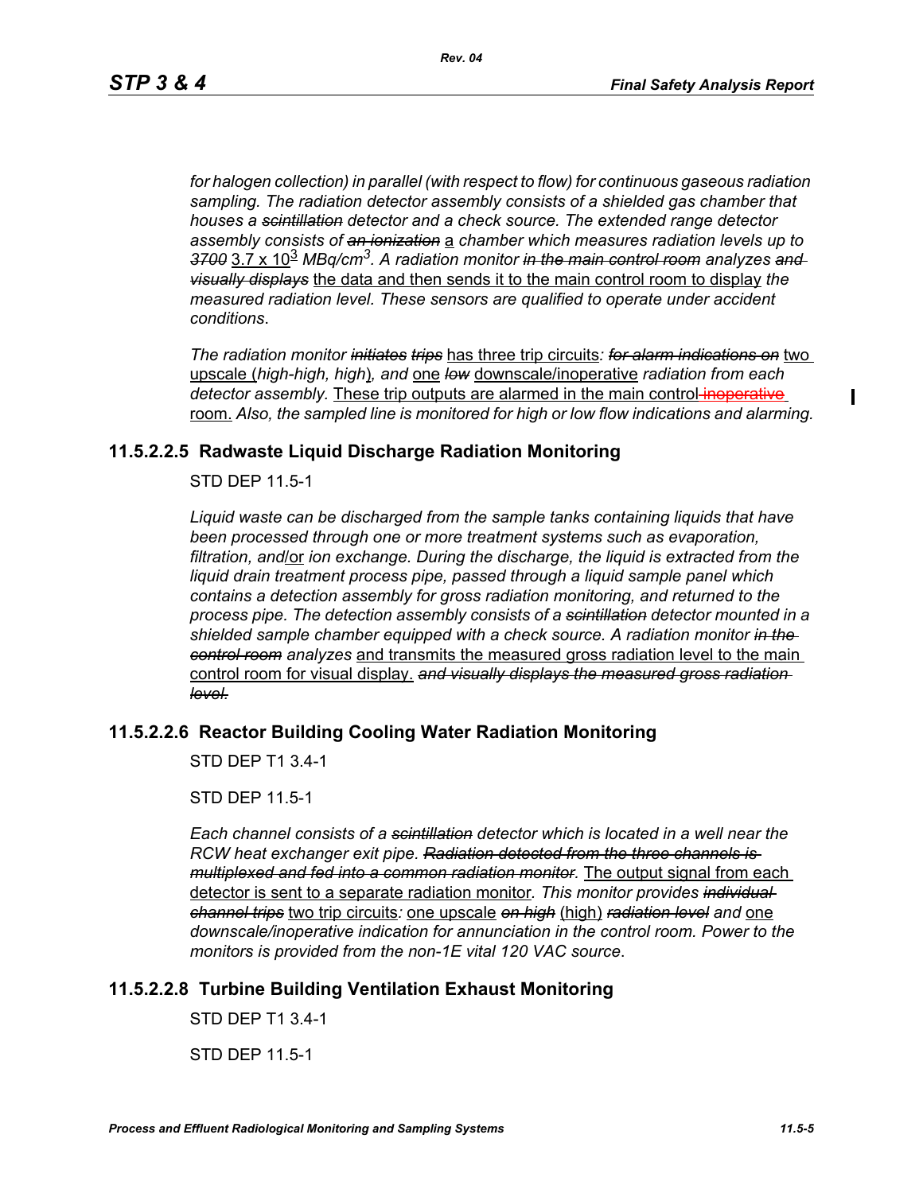*for halogen collection) in parallel (with respect to flow) for continuous gaseous radiation sampling. The radiation detector assembly consists of a shielded gas chamber that houses a* ~~*scintillation*~~ *detector and a check source. The extended range detector assembly consists of* ~~*an ionization*~~ a *chamber which measures radiation levels up to* ~~*3700*~~ $3.7 \times 10^3$ *MBq/cm*$^3$*. A radiation monitor* ~~*in the main control room*~~ *analyzes* ~~*and visually displays*~~ the data and then sends it to the main control room to display *the measured radiation level. These sensors are qualified to operate under accident conditions*.

*The radiation monitor* ~~*initiates*~~ ~~*trips*~~ has three trip circuits*:* ~~*for alarm indications on*~~ two upscale (*high-high, high*)*, and* one ~~*low*~~ downscale/inoperative *radiation from each detector assembly.* These trip outputs are alarmed in the main control ~~inoperative~~ room. *Also, the sampled line is monitored for high or low flow indications and alarming.*

### 11.5.2.2.5 Radwaste Liquid Discharge Radiation Monitoring

STD DEP 11.5-1

*Liquid waste can be discharged from the sample tanks containing liquids that have been processed through one or more treatment systems such as evaporation, filtration, and*/or *ion exchange. During the discharge, the liquid is extracted from the liquid drain treatment process pipe, passed through a liquid sample panel which contains a detection assembly for gross radiation monitoring, and returned to the process pipe. The detection assembly consists of a* ~~*scintillation*~~ *detector mounted in a shielded sample chamber equipped with a check source. A radiation monitor* ~~*in the control room*~~ *analyzes* and transmits the measured gross radiation level to the main control room for visual display. ~~*and visually displays the measured gross radiation level.*~~

### 11.5.2.2.6 Reactor Building Cooling Water Radiation Monitoring

STD DEP T1 3.4-1

STD DEP 11.5-1

*Each channel consists of a* ~~*scintillation*~~ *detector which is located in a well near the RCW heat exchanger exit pipe.* ~~*Radiation detected from the three channels is multiplexed and fed into a common radiation monitor.*~~ The output signal from each detector is sent to a separate radiation monitor*. This monitor provides* ~~*individual channel trips*~~ two trip circuits*:* one upscale ~~*on high*~~ (high) ~~*radiation level*~~ *and* one *downscale/inoperative indication for annunciation in the control room. Power to the monitors is provided from the non-1E vital 120 VAC source*.

### 11.5.2.2.8 Turbine Building Ventilation Exhaust Monitoring

STD DEP T1 3.4-1

STD DEP 11.5-1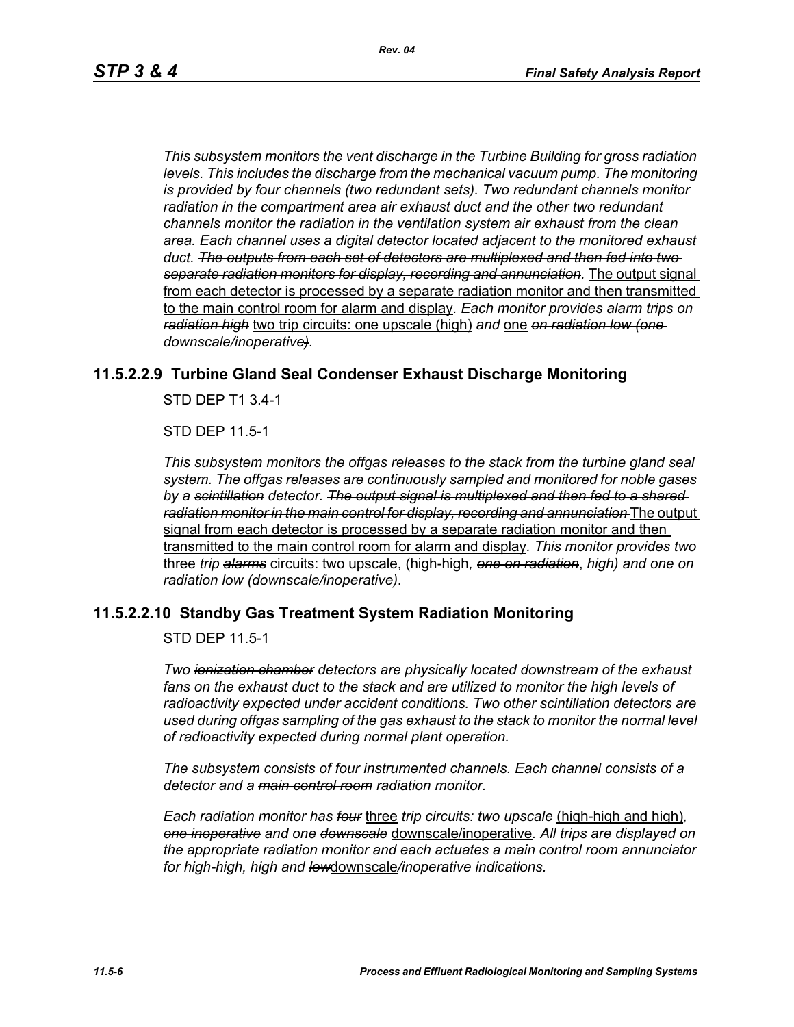*This subsystem monitors the vent discharge in the Turbine Building for gross radiation levels. This includes the discharge from the mechanical vacuum pump. The monitoring is provided by four channels (two redundant sets). Two redundant channels monitor radiation in the compartment area air exhaust duct and the other two redundant channels monitor the radiation in the ventilation system air exhaust from the clean area. Each channel uses a ~~digital~~ detector located adjacent to the monitored exhaust duct. ~~The outputs from each set of detectors are multiplexed and then fed into two separate radiation monitors for display, recording and annunciation.~~* <u>The output signal from each detector is processed by a separate radiation monitor and then transmitted to the main control room for alarm and display</u>. *Each monitor provides ~~alarm trips on radiation high~~* <u>two trip circuits: one upscale (high)</u> *and* <u>one</u> *~~on radiation low (one~~ downscale/inoperative~~)~~.*

### 11.5.2.2.9 Turbine Gland Seal Condenser Exhaust Discharge Monitoring

STD DEP T1 3.4-1

STD DEP 11.5-1

*This subsystem monitors the offgas releases to the stack from the turbine gland seal system. The offgas releases are continuously sampled and monitored for noble gases by a ~~scintillation~~ detector. ~~The output signal is multiplexed and then fed to a shared radiation monitor in the main control for display, recording and annunciation~~* <u>The output signal from each detector is processed by a separate radiation monitor and then transmitted to the main control room for alarm and display</u>*. This monitor provides ~~two~~* <u>three</u> *trip ~~alarms~~* <u>circuits: two upscale, (high-high</u>*, ~~one on radiation~~*<u>,</u> *high) and one on radiation low (downscale/inoperative).*

### 11.5.2.2.10 Standby Gas Treatment System Radiation Monitoring

STD DEP 11.5-1

*Two ~~ionization chamber~~ detectors are physically located downstream of the exhaust fans on the exhaust duct to the stack and are utilized to monitor the high levels of radioactivity expected under accident conditions. Two other ~~scintillation~~ detectors are used during offgas sampling of the gas exhaust to the stack to monitor the normal level of radioactivity expected during normal plant operation.*

*The subsystem consists of four instrumented channels. Each channel consists of a detector and a ~~main control room~~ radiation monitor.*

*Each radiation monitor has ~~four~~* <u>three</u> *trip circuits: two upscale* <u>(high-high and high)</u>*, ~~one inoperative~~ and one ~~downscale~~* <u>downscale/inoperative</u>*. All trips are displayed on the appropriate radiation monitor and each actuates a main control room annunciator for high-high, high and ~~low~~*<u>downscale</u>*/inoperative indications.*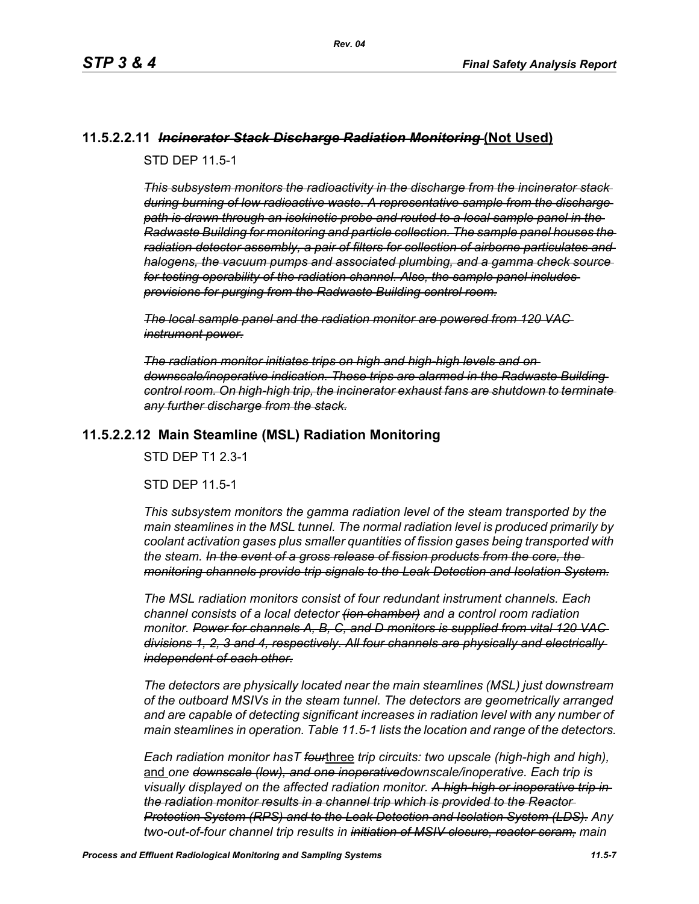### 11.5.2.2.11 ~~*Incinerator Stack Discharge Radiation Monitoring*~~ <u>(Not Used)</u>

STD DEP 11.5-1

~~*This subsystem monitors the radioactivity in the discharge from the incinerator stack during burning of low radioactive waste. A representative sample from the discharge path is drawn through an isokinetic probe and routed to a local sample panel in the Radwaste Building for monitoring and particle collection. The sample panel houses the radiation detector assembly, a pair of filters for collection of airborne particulates and halogens, the vacuum pumps and associated plumbing, and a gamma check source for testing operability of the radiation channel. Also, the sample panel includes provisions for purging from the Radwaste Building control room.*~~

~~*The local sample panel and the radiation monitor are powered from 120 VAC instrument power.*~~

~~*The radiation monitor initiates trips on high and high-high levels and on downscale/inoperative indication. These trips are alarmed in the Radwaste Building control room. On high-high trip, the incinerator exhaust fans are shutdown to terminate any further discharge from the stack.*~~

### 11.5.2.2.12 Main Steamline (MSL) Radiation Monitoring

STD DEP T1 2.3-1

STD DEP 11.5-1

*This subsystem monitors the gamma radiation level of the steam transported by the main steamlines in the MSL tunnel. The normal radiation level is produced primarily by coolant activation gases plus smaller quantities of fission gases being transported with the steam.* ~~*In the event of a gross release of fission products from the core, the monitoring channels provide trip signals to the Leak Detection and Isolation System.*~~

*The MSL radiation monitors consist of four redundant instrument channels. Each channel consists of a local detector* ~~*(ion chamber)*~~ *and a control room radiation monitor.* ~~*Power for channels A, B, C, and D monitors is supplied from vital 120 VAC divisions 1, 2, 3 and 4, respectively. All four channels are physically and electrically independent of each other.*~~

*The detectors are physically located near the main steamlines (MSL) just downstream of the outboard MSIVs in the steam tunnel. The detectors are geometrically arranged and are capable of detecting significant increases in radiation level with any number of main steamlines in operation. Table 11.5-1 lists the location and range of the detectors.*

*Each radiation monitor hasT* ~~*four*~~<u>three</u> *trip circuits: two upscale (high-high and high),* <u>and</u> *one* ~~*downscale (low), and one inoperative*~~*downscale/inoperative. Each trip is visually displayed on the affected radiation monitor.* ~~*A high-high or inoperative trip in the radiation monitor results in a channel trip which is provided to the Reactor Protection System (RPS) and to the Leak Detection and Isolation System (LDS).*~~ *Any two-out-of-four channel trip results in* ~~*initiation of MSIV closure, reactor scram,*~~ *main*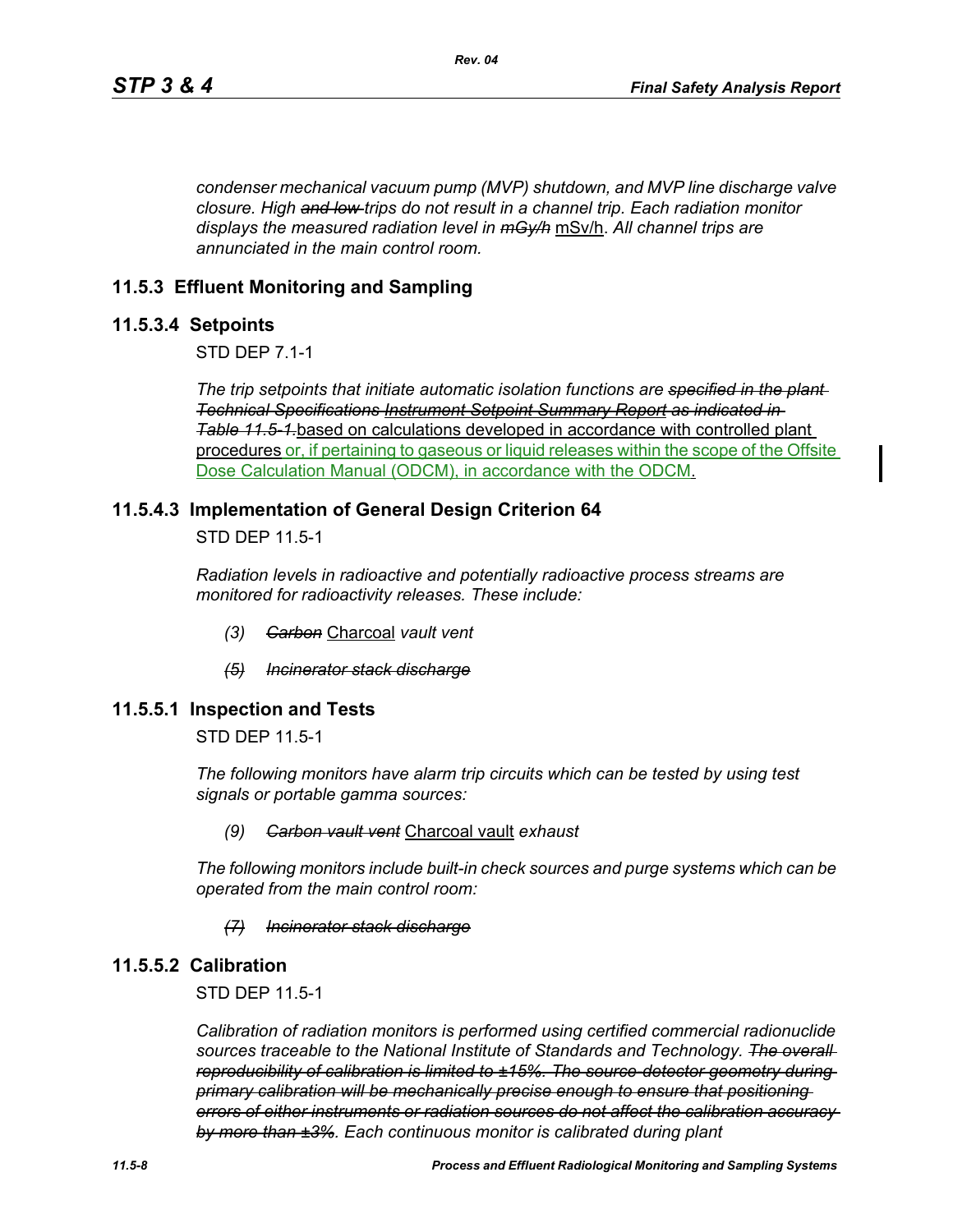*condenser mechanical vacuum pump (MVP) shutdown, and MVP line discharge valve closure. High ~~and low~~ trips do not result in a channel trip. Each radiation monitor displays the measured radiation level in ~~mGy/h~~* mSv/h. *All channel trips are annunciated in the main control room.*

## 11.5.3 Effluent Monitoring and Sampling

### 11.5.3.4 Setpoints

STD DEP 7.1-1

*The trip setpoints that initiate automatic isolation functions are ~~specified in the plant Technical Specifications~~ ~~Instrument Setpoint Summary Report~~ ~~as indicated in Table 11.5-1.~~* based on calculations developed in accordance with controlled plant procedures or, if pertaining to gaseous or liquid releases within the scope of the Offsite Dose Calculation Manual (ODCM), in accordance with the ODCM.

### 11.5.4.3 Implementation of General Design Criterion 64

STD DEP 11.5-1

*Radiation levels in radioactive and potentially radioactive process streams are monitored for radioactivity releases. These include:*

- *(3)* ~~*Carbon*~~ Charcoal *vault vent*
- ~~*(5) Incinerator stack discharge*~~

### 11.5.5.1 Inspection and Tests

STD DEP 11.5-1

*The following monitors have alarm trip circuits which can be tested by using test signals or portable gamma sources:*

- *(9)* ~~*Carbon vault vent*~~ Charcoal vault *exhaust*

*The following monitors include built-in check sources and purge systems which can be operated from the main control room:*

- ~~*(7) Incinerator stack discharge*~~

### 11.5.5.2 Calibration

STD DEP 11.5-1

*Calibration of radiation monitors is performed using certified commercial radionuclide sources traceable to the National Institute of Standards and Technology. ~~The overall reproducibility of calibration is limited to ±15%. The source-detector geometry during primary calibration will be mechanically precise enough to ensure that positioning errors of either instruments or radiation sources do not affect the calibration accuracy by more than ±3%~~. Each continuous monitor is calibrated during plant*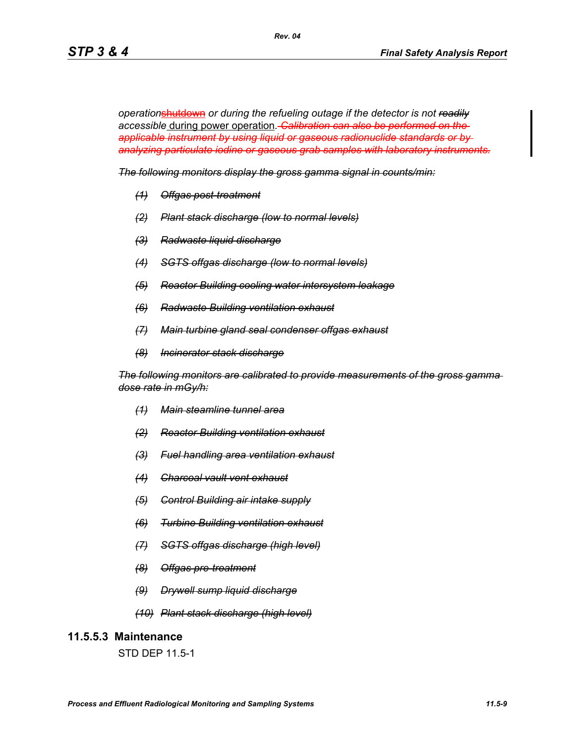*operation*~~shutdown~~ *or during the refueling outage if the detector is not ~~readily~~ accessible* during power operation*.* ~~*Calibration can also be performed on the applicable instrument by using liquid or gaseous radionuclide standards or by analyzing particulate iodine or gaseous grab samples with laboratory instruments.*~~

~~*The following monitors display the gross gamma signal in counts/min:*~~

~~*(1) Offgas post treatment*~~

~~*(2) Plant stack discharge (low to normal levels)*~~

~~*(3) Radwaste liquid discharge*~~

~~*(4) SGTS offgas discharge (low to normal levels)*~~

~~*(5) Reactor Building cooling water intersystem leakage*~~

~~*(6) Radwaste Building ventilation exhaust*~~

~~*(7) Main turbine gland seal condenser offgas exhaust*~~

~~*(8) Incinerator stack discharge*~~

~~*The following monitors are calibrated to provide measurements of the gross gamma dose rate in mGy/h:*~~

~~*(1) Main steamline tunnel area*~~

~~*(2) Reactor Building ventilation exhaust*~~

~~*(3) Fuel handling area ventilation exhaust*~~

~~*(4) Charcoal vault vent exhaust*~~

~~*(5) Control Building air intake supply*~~

~~*(6) Turbine Building ventilation exhaust*~~

~~*(7) SGTS offgas discharge (high level)*~~

~~*(8) Offgas pre-treatment*~~

~~*(9) Drywell sump liquid discharge*~~

~~*(10) Plant stack discharge (high level)*~~

### 11.5.5.3 Maintenance

STD DEP 11.5-1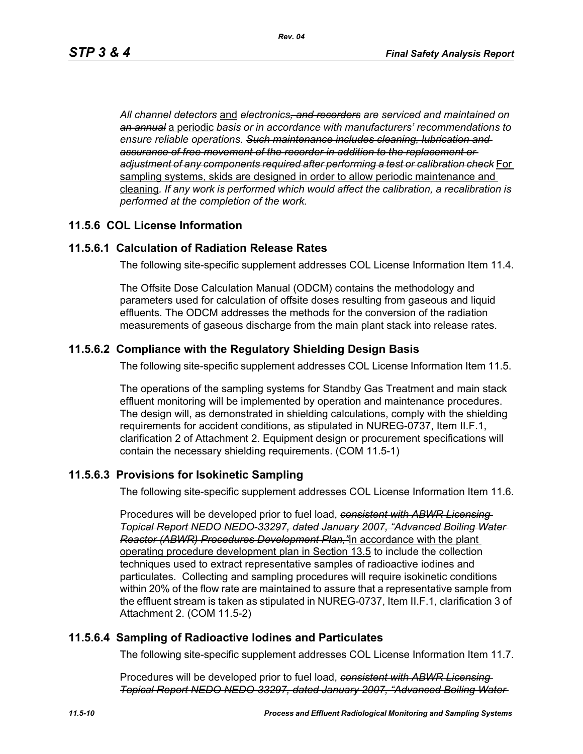*All channel detectors* and *electronics~~, and recorders~~ are serviced and maintained on ~~an annual~~* a periodic *basis or in accordance with manufacturers' recommendations to ensure reliable operations. ~~Such maintenance includes cleaning, lubrication and assurance of free movement of the recorder in addition to the replacement or adjustment of any components required after performing a test or calibration check~~* For sampling systems, skids are designed in order to allow periodic maintenance and cleaning*. If any work is performed which would affect the calibration, a recalibration is performed at the completion of the work.*

## 11.5.6 COL License Information

### 11.5.6.1 Calculation of Radiation Release Rates

The following site-specific supplement addresses COL License Information Item 11.4.

The Offsite Dose Calculation Manual (ODCM) contains the methodology and parameters used for calculation of offsite doses resulting from gaseous and liquid effluents. The ODCM addresses the methods for the conversion of the radiation measurements of gaseous discharge from the main plant stack into release rates.

### 11.5.6.2 Compliance with the Regulatory Shielding Design Basis

The following site-specific supplement addresses COL License Information Item 11.5.

The operations of the sampling systems for Standby Gas Treatment and main stack effluent monitoring will be implemented by operation and maintenance procedures. The design will, as demonstrated in shielding calculations, comply with the shielding requirements for accident conditions, as stipulated in NUREG-0737, Item II.F.1, clarification 2 of Attachment 2. Equipment design or procurement specifications will contain the necessary shielding requirements. (COM 11.5-1)

### 11.5.6.3 Provisions for Isokinetic Sampling

The following site-specific supplement addresses COL License Information Item 11.6.

Procedures will be developed prior to fuel load, ~~*consistent with ABWR Licensing Topical Report NEDO NEDO-33297, dated January 2007, "Advanced Boiling Water Reactor (ABWR) Procedures Development Plan,"*~~ in accordance with the plant operating procedure development plan in Section 13.5 to include the collection techniques used to extract representative samples of radioactive iodines and particulates. Collecting and sampling procedures will require isokinetic conditions within 20% of the flow rate are maintained to assure that a representative sample from the effluent stream is taken as stipulated in NUREG-0737, Item II.F.1, clarification 3 of Attachment 2. (COM 11.5-2)

### 11.5.6.4 Sampling of Radioactive Iodines and Particulates

The following site-specific supplement addresses COL License Information Item 11.7.

Procedures will be developed prior to fuel load, ~~*consistent with ABWR Licensing Topical Report NEDO NEDO-33297, dated January 2007, "Advanced Boiling Water*~~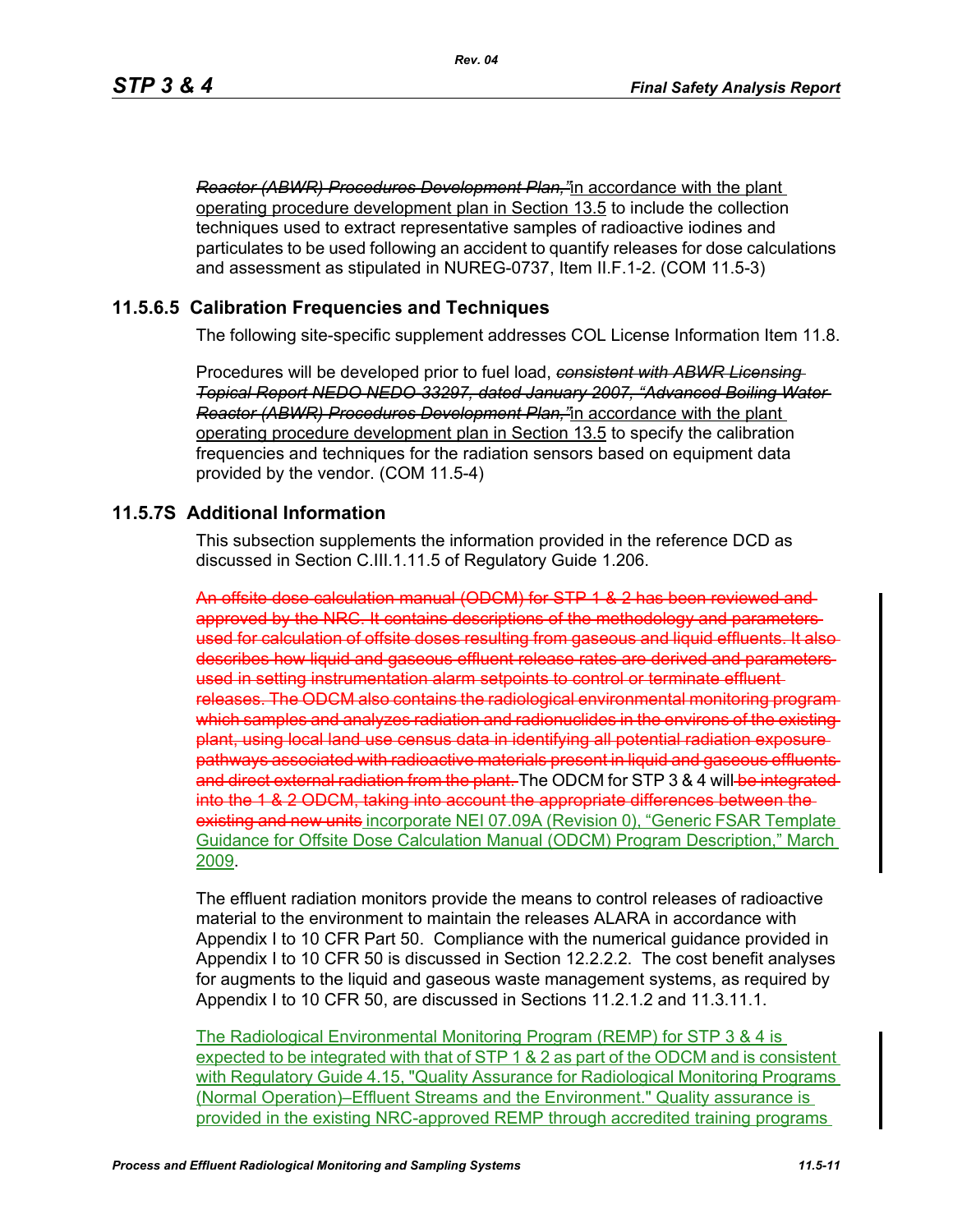~~*Reactor (ABWR) Procedures Development Plan,"*~~in accordance with the plant operating procedure development plan in Section 13.5 to include the collection techniques used to extract representative samples of radioactive iodines and particulates to be used following an accident to quantify releases for dose calculations and assessment as stipulated in NUREG-0737, Item II.F.1-2. (COM 11.5-3)

### 11.5.6.5 Calibration Frequencies and Techniques

The following site-specific supplement addresses COL License Information Item 11.8.

Procedures will be developed prior to fuel load, ~~*consistent with ABWR Licensing Topical Report NEDO NEDO-33297, dated January 2007, "Advanced Boiling Water Reactor (ABWR) Procedures Development Plan,"*~~in accordance with the plant operating procedure development plan in Section 13.5 to specify the calibration frequencies and techniques for the radiation sensors based on equipment data provided by the vendor. (COM 11.5-4)

## 11.5.7S Additional Information

This subsection supplements the information provided in the reference DCD as discussed in Section C.III.1.11.5 of Regulatory Guide 1.206.

~~An offsite dose calculation manual (ODCM) for STP 1 & 2 has been reviewed and approved by the NRC. It contains descriptions of the methodology and parameters used for calculation of offsite doses resulting from gaseous and liquid effluents. It also describes how liquid and gaseous effluent release rates are derived and parameters used in setting instrumentation alarm setpoints to control or terminate effluent releases. The ODCM also contains the radiological environmental monitoring program which samples and analyzes radiation and radionuclides in the environs of the existing plant, using local land use census data in identifying all potential radiation exposure pathways associated with radioactive materials present in liquid and gaseous effluents and direct external radiation from the plant.~~ The ODCM for STP 3 & 4 will ~~be integrated into the 1 & 2 ODCM, taking into account the appropriate differences between the existing and new units~~ incorporate NEI 07.09A (Revision 0), "Generic FSAR Template Guidance for Offsite Dose Calculation Manual (ODCM) Program Description," March 2009.

The effluent radiation monitors provide the means to control releases of radioactive material to the environment to maintain the releases ALARA in accordance with Appendix I to 10 CFR Part 50. Compliance with the numerical guidance provided in Appendix I to 10 CFR 50 is discussed in Section 12.2.2.2. The cost benefit analyses for augments to the liquid and gaseous waste management systems, as required by Appendix I to 10 CFR 50, are discussed in Sections 11.2.1.2 and 11.3.11.1.

The Radiological Environmental Monitoring Program (REMP) for STP 3 & 4 is expected to be integrated with that of STP 1 & 2 as part of the ODCM and is consistent with Regulatory Guide 4.15, "Quality Assurance for Radiological Monitoring Programs (Normal Operation)–Effluent Streams and the Environment." Quality assurance is provided in the existing NRC-approved REMP through accredited training programs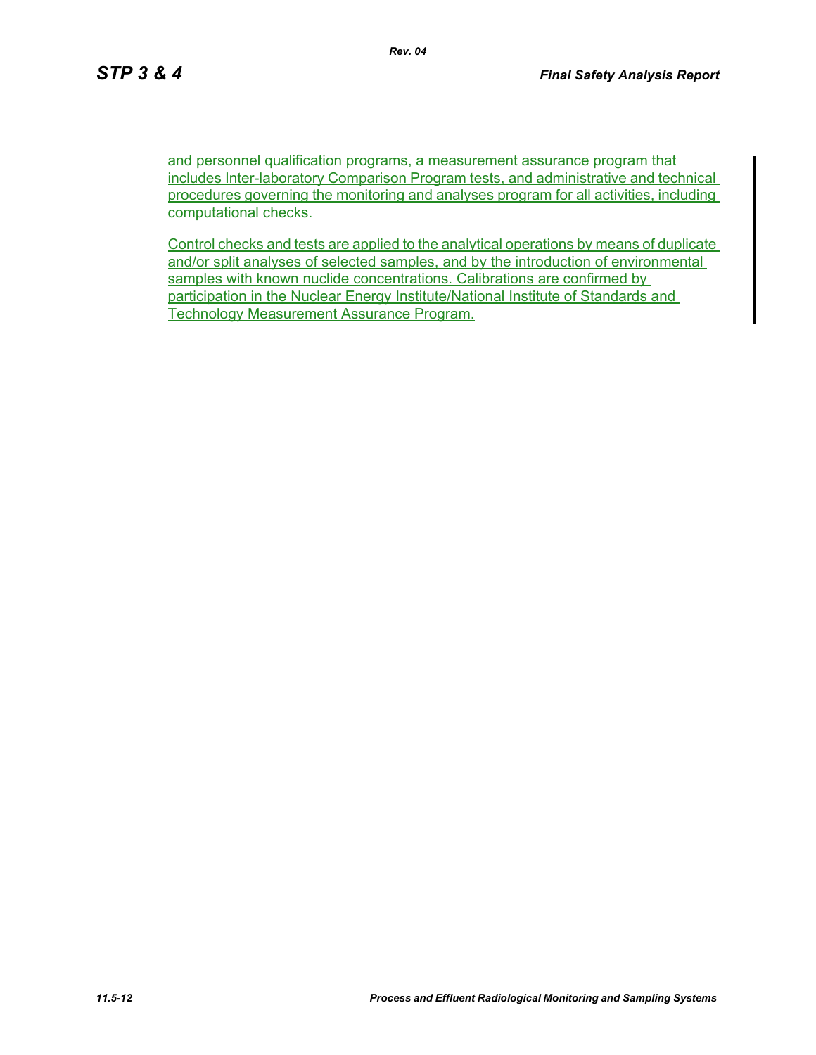and personnel qualification programs, a measurement assurance program that includes Inter-laboratory Comparison Program tests, and administrative and technical procedures governing the monitoring and analyses program for all activities, including computational checks.

Control checks and tests are applied to the analytical operations by means of duplicate and/or split analyses of selected samples, and by the introduction of environmental samples with known nuclide concentrations. Calibrations are confirmed by participation in the Nuclear Energy Institute/National Institute of Standards and Technology Measurement Assurance Program.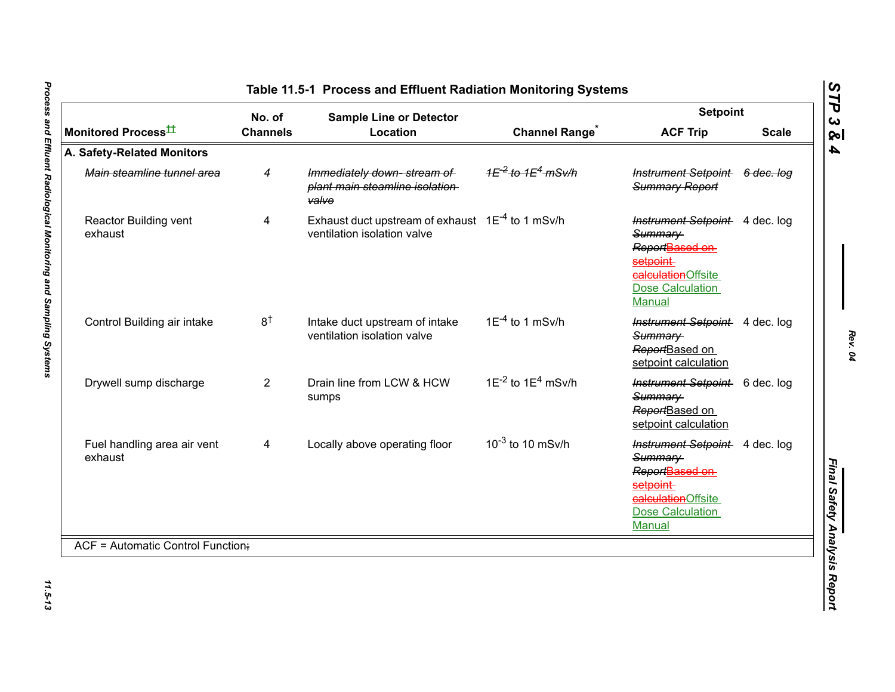**Table 11.5-1 Process and Effluent Radiation Monitoring Systems**

| Monitored Process[††] | No. of Channels | Sample Line or Detector Location | Channel Range[*] | Setpoint ACF Trip | Setpoint Scale |
|---|---|---|---|---|---|
| **A. Safety-Related Monitors** | | | | | |
| ~~Main steamline tunnel area~~ | ~~4~~ | ~~Immediately down- stream of plant main steamline isolation valve~~ | ~~$1E^{-2}$ to $1E^{4}$ mSv/h~~ | ~~Instrument Setpoint Summary Report~~ | ~~6 dec. log~~ |
| Reactor Building vent exhaust | 4 | Exhaust duct upstream of exhaust ventilation isolation valve | $1E^{-4}$ to 1 mSv/h | ~~Instrument Setpoint Summary Report~~ ~~Based on setpoint calculation~~ Offsite Dose Calculation Manual | 4 dec. log |
| Control Building air intake | 8[†] | Intake duct upstream of intake ventilation isolation valve | $1E^{-4}$ to 1 mSv/h | ~~Instrument Setpoint Summary Report~~ Based on setpoint calculation | 4 dec. log |
| Drywell sump discharge | 2 | Drain line from LCW & HCW sumps | $1E^{-2}$ to $1E^{4}$ mSv/h | ~~Instrument Setpoint Summary Report~~ Based on setpoint calculation | 6 dec. log |
| Fuel handling area air vent exhaust | 4 | Locally above operating floor | $10^{-3}$ to 10 mSv/h | ~~Instrument Setpoint Summary Report~~ ~~Based on setpoint calculation~~ Offsite Dose Calculation Manual | 4 dec. log |

ACF = Automatic Control Function~~;~~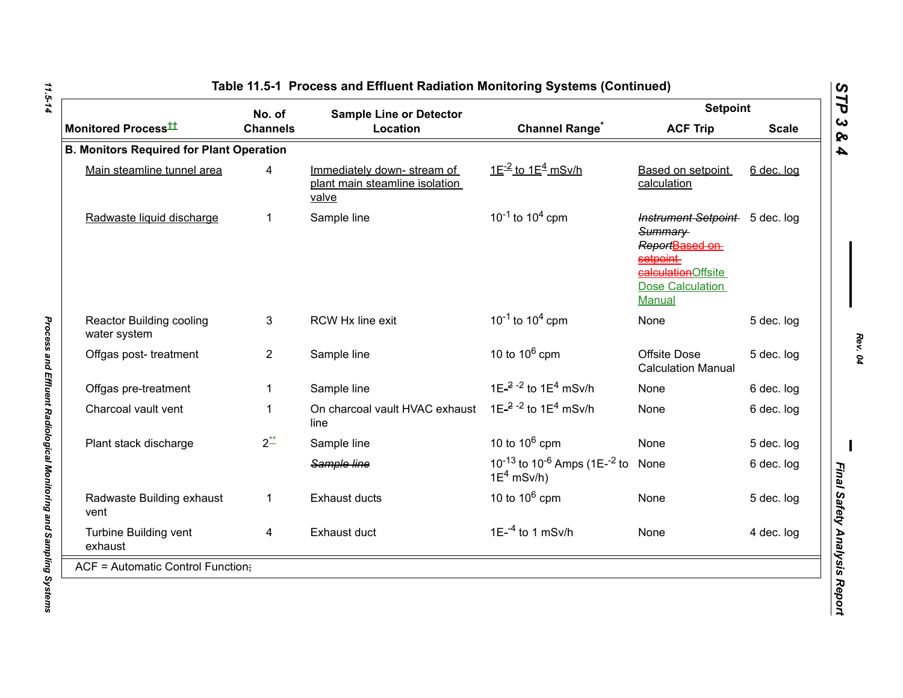## Table 11.5-1 Process and Effluent Radiation Monitoring Systems (Continued)

| Monitored Process†† | No. of Channels | Sample Line or Detector Location | Channel Range* | Setpoint ACF Trip | Setpoint Scale |
|---|---|---|---|---|---|
| **B. Monitors Required for Plant Operation** | | | | | |
| Main steamline tunnel area | 4 | Immediately down- stream of plant main steamline isolation valve | 1E$^{-2}$ to 1E$^{4}$ mSv/h | Based on setpoint calculation | 6 dec. log |
| Radwaste liquid discharge | 1 | Sample line | $10^{-1}$ to $10^{4}$ cpm | ~~Instrument Setpoint Summary Report~~~~Based on setpoint calculation~~Offsite Dose Calculation Manual | 5 dec. log |
| Reactor Building cooling water system | 3 | RCW Hx line exit | $10^{-1}$ to $10^{4}$ cpm | None | 5 dec. log |
| Offgas post- treatment | 2 | Sample line | 10 to $10^{6}$ cpm | Offsite Dose Calculation Manual | 5 dec. log |
| Offgas pre-treatment | 1 | Sample line | 1E$^{-2}$ to 1E$^{4}$ mSv/h | None | 6 dec. log |
| Charcoal vault vent | 1 | On charcoal vault HVAC exhaust line | 1E$^{-2}$ to 1E$^{4}$ mSv/h | None | 6 dec. log |
| Plant stack discharge | 2** | Sample line | 10 to $10^{6}$ cpm | None | 5 dec. log |
| | | ~~Sample line~~ | $10^{-13}$ to $10^{-6}$ Amps (1E$^{-2}$ to 1E$^{4}$ mSv/h) | None | 6 dec. log |
| Radwaste Building exhaust vent | 1 | Exhaust ducts | 10 to $10^{6}$ cpm | None | 5 dec. log |
| Turbine Building vent exhaust | 4 | Exhaust duct | 1E$^{-4}$ to 1 mSv/h | None | 4 dec. log |

ACF = Automatic Control Function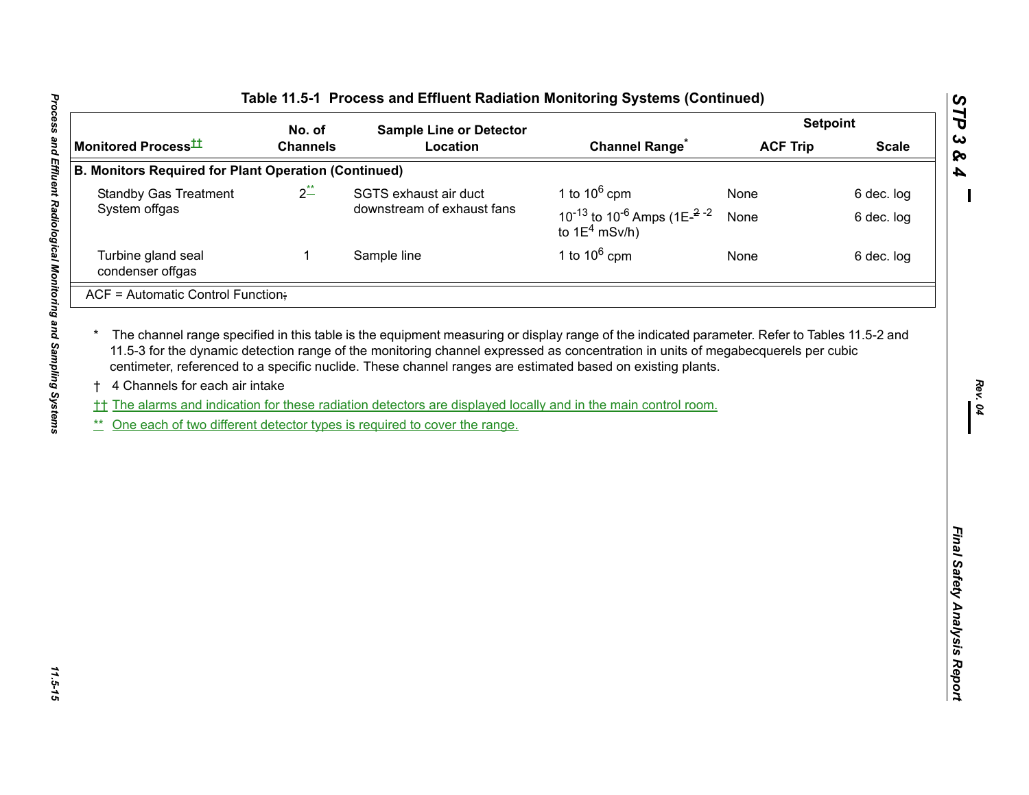**Table 11.5-1 Process and Effluent Radiation Monitoring Systems (Continued)**

| Monitored Process†† | No. of Channels | Sample Line or Detector Location | Channel Range* | Setpoint ACF Trip | Setpoint Scale |
|---|---|---|---|---|---|
| **B. Monitors Required for Plant Operation (Continued)** | | | | | |
| Standby Gas Treatment System offgas | 2** | SGTS exhaust air duct downstream of exhaust fans | 1 to $10^6$ cpm | None | 6 dec. log |
| | | | $10^{-13}$ to $10^{-6}$ Amps (1E-~~2~~ -2 to $1E^4$ mSv/h) | None | 6 dec. log |
| Turbine gland seal condenser offgas | 1 | Sample line | 1 to $10^6$ cpm | None | 6 dec. log |

ACF = Automatic Control Function~~;~~

\* The channel range specified in this table is the equipment measuring or display range of the indicated parameter. Refer to Tables 11.5-2 and 11.5-3 for the dynamic detection range of the monitoring channel expressed as concentration in units of megabecquerels per cubic centimeter, referenced to a specific nuclide. These channel ranges are estimated based on existing plants.

† 4 Channels for each air intake

†† The alarms and indication for these radiation detectors are displayed locally and in the main control room.

** One each of two different detector types is required to cover the range.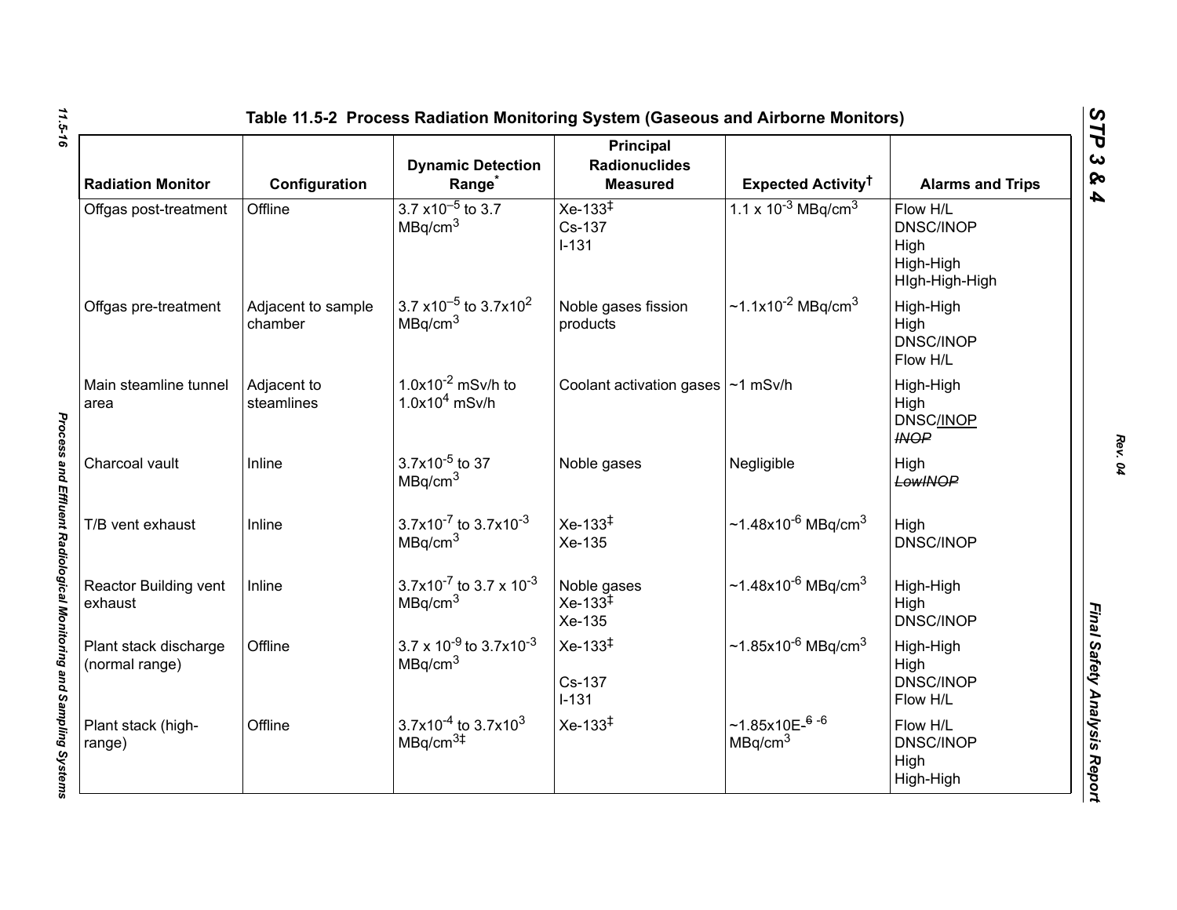# Table 11.5-2 Process Radiation Monitoring System (Gaseous and Airborne Monitors)

| Radiation Monitor | Configuration | Dynamic Detection Range* | Principal Radionuclides Measured | Expected Activity† | Alarms and Trips |
|---|---|---|---|---|---|
| Offgas post-treatment | Offline | 3.7 $x10^{-5}$ to 3.7 $MBq/cm^3$ | Xe-133‡<br>Cs-137<br>I-131 | 1.1 x $10^{-3}$ $MBq/cm^3$ | Flow H/L<br>DNSC/INOP<br>High<br>High-High<br>HIgh-High-High |
| Offgas pre-treatment | Adjacent to sample chamber | 3.7 $x10^{-5}$ to $3.7x10^2$ $MBq/cm^3$ | Noble gases fission products | ~$1.1x10^{-2}$ $MBq/cm^3$ | High-High<br>High<br>DNSC/INOP<br>Flow H/L |
| Main steamline tunnel area | Adjacent to steamlines | $1.0x10^{-2}$ mSv/h to $1.0x10^4$ mSv/h | Coolant activation gases | ~1 mSv/h | High-High<br>High<br>DNSC/INOP<br>~~INOP~~ |
| Charcoal vault | Inline | $3.7x10^{-5}$ to 37 $MBq/cm^3$ | Noble gases | Negligible | High<br>~~LowINOP~~ |
| T/B vent exhaust | Inline | $3.7x10^{-7}$ to $3.7x10^{-3}$ $MBq/cm^3$ | Xe-133‡<br>Xe-135 | ~$1.48x10^{-6}$ $MBq/cm^3$ | High<br>DNSC/INOP |
| Reactor Building vent exhaust | Inline | $3.7x10^{-7}$ to 3.7 x $10^{-3}$ $MBq/cm^3$ | Noble gases<br>Xe-133‡<br>Xe-135 | ~$1.48x10^{-6}$ $MBq/cm^3$ | High-High<br>High<br>DNSC/INOP |
| Plant stack discharge (normal range) | Offline | 3.7 x $10^{-9}$ to $3.7x10^{-3}$ $MBq/cm^3$ | Xe-133‡<br><br>Cs-137<br>I-131 | ~$1.85x10^{-6}$ $MBq/cm^3$ | High-High<br>High<br>DNSC/INOP<br>Flow H/L |
| Plant stack (high-range) | Offline | $3.7x10^{-4}$ to $3.7x10^3$ $MBq/cm^3$‡ | Xe-133‡ | ~1.85x10E-~~6~~ -6 $MBq/cm^3$ | Flow H/L<br>DNSC/INOP<br>High<br>High-High |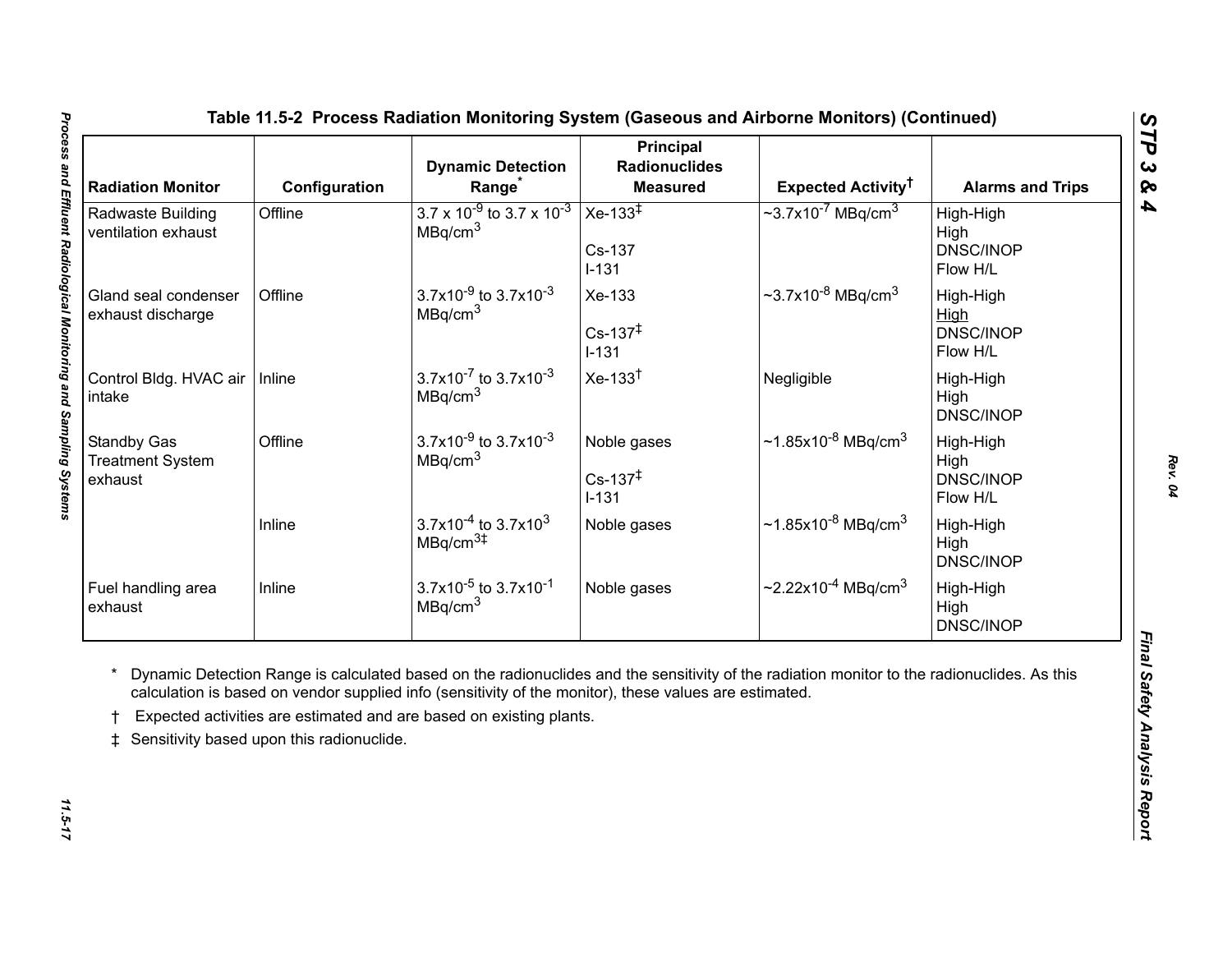## Table 11.5-2 Process Radiation Monitoring System (Gaseous and Airborne Monitors) (Continued)

| Radiation Monitor | Configuration | Dynamic Detection Range* | Principal Radionuclides Measured | Expected Activity† | Alarms and Trips |
|---|---|---|---|---|---|
| Radwaste Building ventilation exhaust | Offline | $3.7 \times 10^{-9}$ to $3.7 \times 10^{-3}$ $MBq/cm^3$ | Xe-133‡<br><br>Cs-137<br>I-131 | ~$3.7 \times 10^{-7}$ $MBq/cm^3$ | High-High<br>High<br>DNSC/INOP<br>Flow H/L |
| Gland seal condenser exhaust discharge | Offline | $3.7 \times 10^{-9}$ to $3.7 \times 10^{-3}$ $MBq/cm^3$ | Xe-133<br><br>Cs-137‡<br>I-131 | ~$3.7 \times 10^{-8}$ $MBq/cm^3$ | High-High<br>High<br>DNSC/INOP<br>Flow H/L |
| Control Bldg. HVAC air intake | Inline | $3.7 \times 10^{-7}$ to $3.7 \times 10^{-3}$ $MBq/cm^3$ | Xe-133† | Negligible | High-High<br>High<br>DNSC/INOP |
| Standby Gas Treatment System exhaust | Offline | $3.7 \times 10^{-9}$ to $3.7 \times 10^{-3}$ $MBq/cm^3$ | Noble gases<br><br>Cs-137‡<br>I-131 | ~$1.85 \times 10^{-8}$ $MBq/cm^3$ | High-High<br>High<br>DNSC/INOP<br>Flow H/L |
| | Inline | $3.7 \times 10^{-4}$ to $3.7 \times 10^{3}$ $MBq/cm^3$‡ | Noble gases | ~$1.85 \times 10^{-8}$ $MBq/cm^3$ | High-High<br>High<br>DNSC/INOP |
| Fuel handling area exhaust | Inline | $3.7 \times 10^{-5}$ to $3.7 \times 10^{-1}$ $MBq/cm^3$ | Noble gases | ~$2.22 \times 10^{-4}$ $MBq/cm^3$ | High-High<br>High<br>DNSC/INOP |

\* Dynamic Detection Range is calculated based on the radionuclides and the sensitivity of the radiation monitor to the radionuclides. As this calculation is based on vendor supplied info (sensitivity of the monitor), these values are estimated.

† Expected activities are estimated and are based on existing plants.

‡ Sensitivity based upon this radionuclide.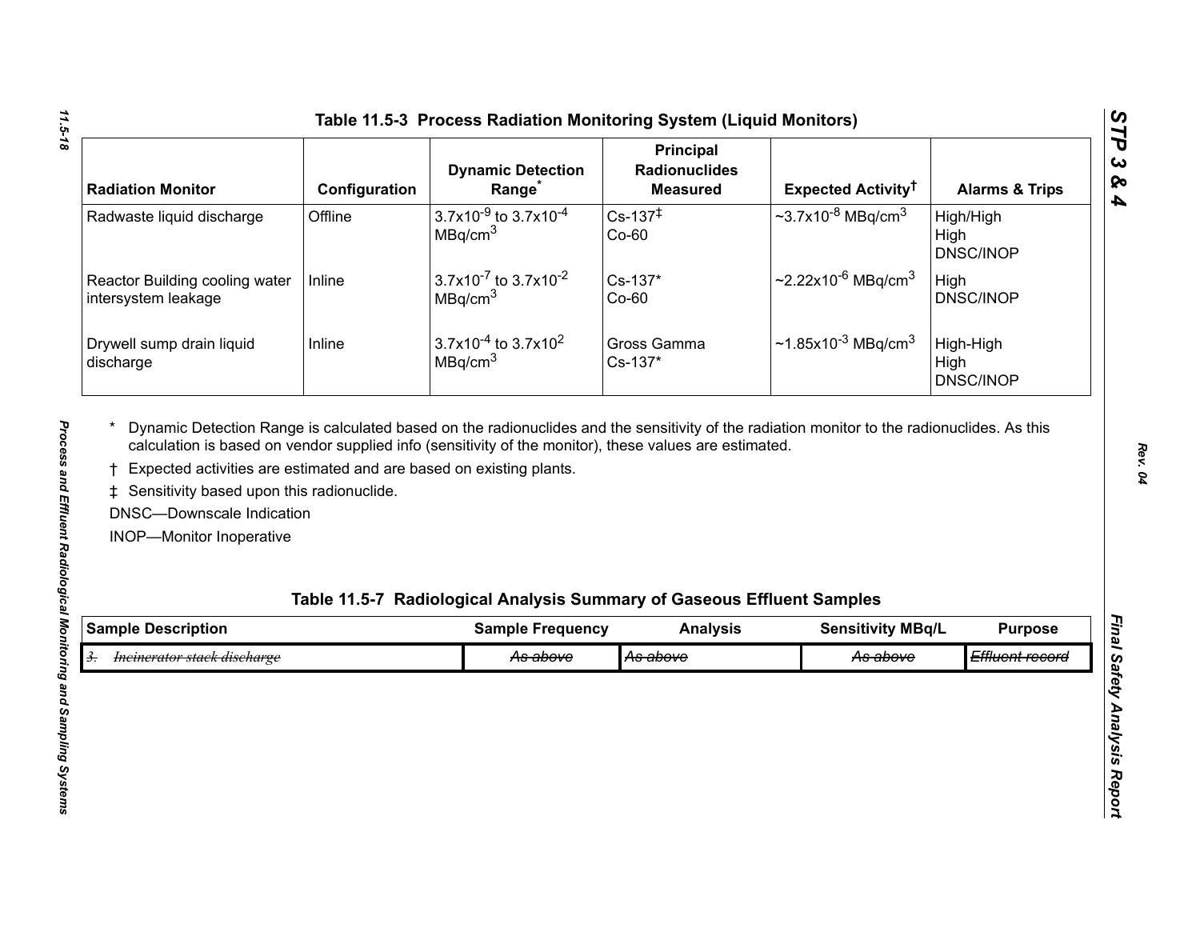## Table 11.5-3 Process Radiation Monitoring System (Liquid Monitors)

| Radiation Monitor | Configuration | Dynamic Detection Range* | Principal Radionuclides Measured | Expected Activity† | Alarms & Trips |
|---|---|---|---|---|---|
| Radwaste liquid discharge | Offline | $3.7 \times 10^{-9}$ to $3.7 \times 10^{-4}$ $MBq/cm^3$ | Cs-137‡<br>Co-60 | ~$3.7 \times 10^{-8}$ $MBq/cm^3$ | High/High<br>High<br>DNSC/INOP |
| Reactor Building cooling water intersystem leakage | Inline | $3.7 \times 10^{-7}$ to $3.7 \times 10^{-2}$ $MBq/cm^3$ | Cs-137*<br>Co-60 | ~$2.22 \times 10^{-6}$ $MBq/cm^3$ | High<br>DNSC/INOP |
| Drywell sump drain liquid discharge | Inline | $3.7 \times 10^{-4}$ to $3.7 \times 10^{2}$ $MBq/cm^3$ | Gross Gamma<br>Cs-137* | ~$1.85 \times 10^{-3}$ $MBq/cm^3$ | High-High<br>High<br>DNSC/INOP |

\* Dynamic Detection Range is calculated based on the radionuclides and the sensitivity of the radiation monitor to the radionuclides. As this calculation is based on vendor supplied info (sensitivity of the monitor), these values are estimated.

† Expected activities are estimated and are based on existing plants.

‡ Sensitivity based upon this radionuclide.

DNSC—Downscale Indication

INOP—Monitor Inoperative

## Table 11.5-7 Radiological Analysis Summary of Gaseous Effluent Samples

| Sample Description | Sample Frequency | Analysis | Sensitivity MBq/L | Purpose |
|---|---|---|---|---|
| ~~3. Incinerator stack discharge~~ | ~~As above~~ | ~~As above~~ | ~~As above~~ | ~~Effluent record~~ |